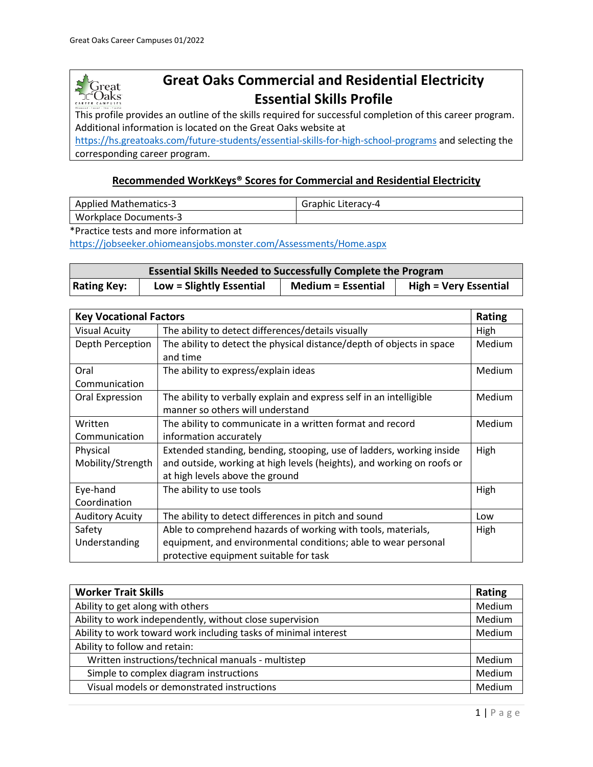# Great Oaks Commercial and Residential Electricity Essential Skills Profile

This profile provides an outline of the skills required for successful completion of this career program. Additional information is located on the Great Oaks website at https://hs.greatoaks.com/future-students/essential-skills-for-high-school-programs and selecting the corresponding career program.

## Recommended WorkKeys® Scores for Commercial and Residential Electricity

| | |
|---|---|
| Applied Mathematics-3 | Graphic Literacy-4 |
| Workplace Documents-3 | |

*Practice tests and more information at https://jobseeker.ohiomeansjobs.monster.com/Assessments/Home.aspx

| Essential Skills Needed to Successfully Complete the Program | | | |
|---|---|---|---|
| **Rating Key:** | **Low = Slightly Essential** | **Medium = Essential** | **High = Very Essential** |

| Key Vocational Factors | | Rating |
|---|---|---|
| Visual Acuity | The ability to detect differences/details visually | High |
| Depth Perception | The ability to detect the physical distance/depth of objects in space and time | Medium |
| Oral Communication | The ability to express/explain ideas | Medium |
| Oral Expression | The ability to verbally explain and express self in an intelligible manner so others will understand | Medium |
| Written Communication | The ability to communicate in a written format and record information accurately | Medium |
| Physical Mobility/Strength | Extended standing, bending, stooping, use of ladders, working inside and outside, working at high levels (heights), and working on roofs or at high levels above the ground | High |
| Eye-hand Coordination | The ability to use tools | High |
| Auditory Acuity | The ability to detect differences in pitch and sound | Low |
| Safety Understanding | Able to comprehend hazards of working with tools, materials, equipment, and environmental conditions; able to wear personal protective equipment suitable for task | High |

| Worker Trait Skills | Rating |
|---|---|
| Ability to get along with others | Medium |
| Ability to work independently, without close supervision | Medium |
| Ability to work toward work including tasks of minimal interest | Medium |
| Ability to follow and retain: | |
| Written instructions/technical manuals - multistep | Medium |
| Simple to complex diagram instructions | Medium |
| Visual models or demonstrated instructions | Medium |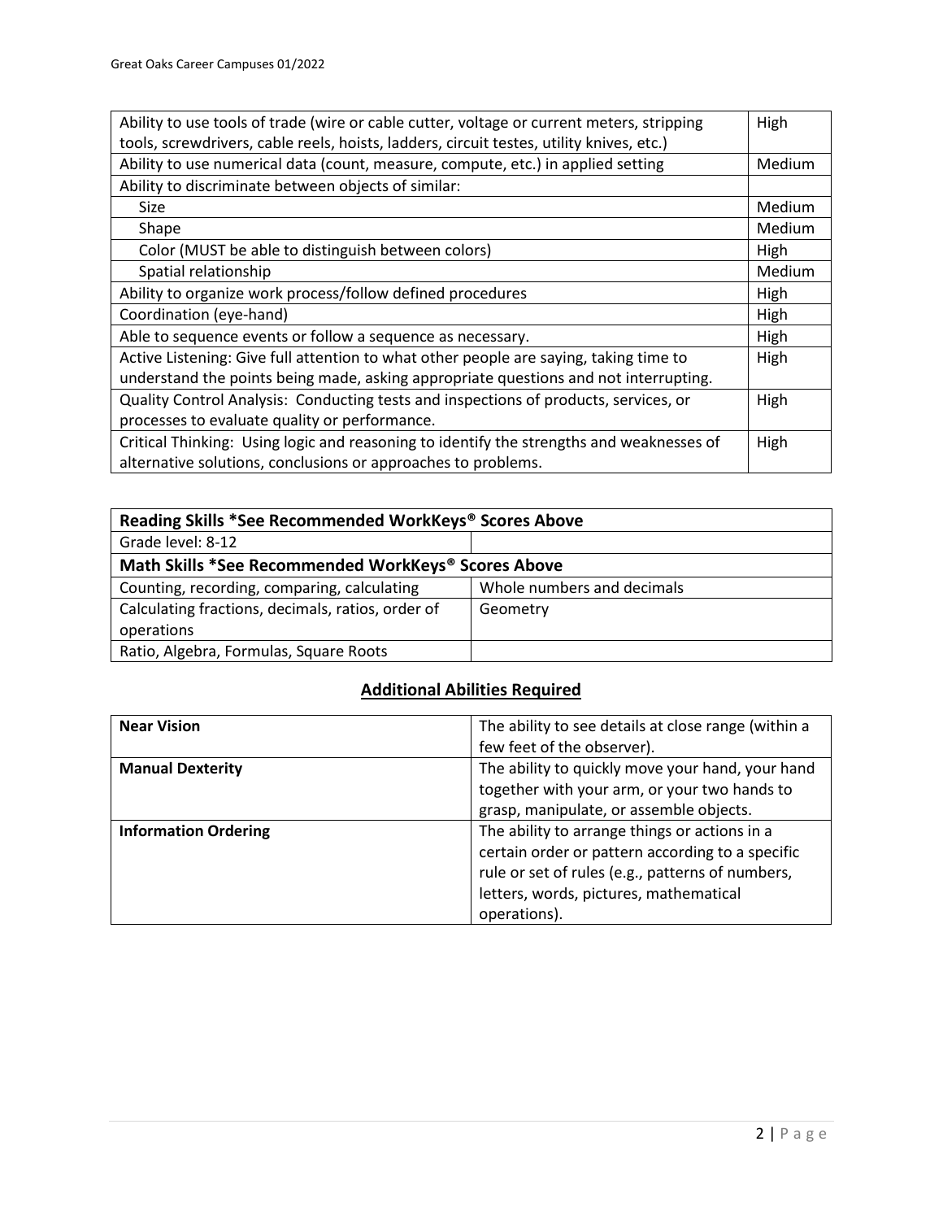| Ability to use tools of trade (wire or cable cutter, voltage or current meters, stripping tools, screwdrivers, cable reels, hoists, ladders, circuit testes, utility knives, etc.) | High |
|---|---|
| Ability to use numerical data (count, measure, compute, etc.) in applied setting | Medium |
| Ability to discriminate between objects of similar: | |
| Size | Medium |
| Shape | Medium |
| Color (MUST be able to distinguish between colors) | High |
| Spatial relationship | Medium |
| Ability to organize work process/follow defined procedures | High |
| Coordination (eye-hand) | High |
| Able to sequence events or follow a sequence as necessary. | High |
| Active Listening: Give full attention to what other people are saying, taking time to understand the points being made, asking appropriate questions and not interrupting. | High |
| Quality Control Analysis: Conducting tests and inspections of products, services, or processes to evaluate quality or performance. | High |
| Critical Thinking: Using logic and reasoning to identify the strengths and weaknesses of alternative solutions, conclusions or approaches to problems. | High |

| **Reading Skills *See Recommended WorkKeys® Scores Above** | |
|---|---|
| Grade level: 8-12 | |
| **Math Skills *See Recommended WorkKeys® Scores Above** | |
| Counting, recording, comparing, calculating | Whole numbers and decimals |
| Calculating fractions, decimals, ratios, order of operations | Geometry |
| Ratio, Algebra, Formulas, Square Roots | |

## Additional Abilities Required

| | |
|---|---|
| **Near Vision** | The ability to see details at close range (within a few feet of the observer). |
| **Manual Dexterity** | The ability to quickly move your hand, your hand together with your arm, or your two hands to grasp, manipulate, or assemble objects. |
| **Information Ordering** | The ability to arrange things or actions in a certain order or pattern according to a specific rule or set of rules (e.g., patterns of numbers, letters, words, pictures, mathematical operations). |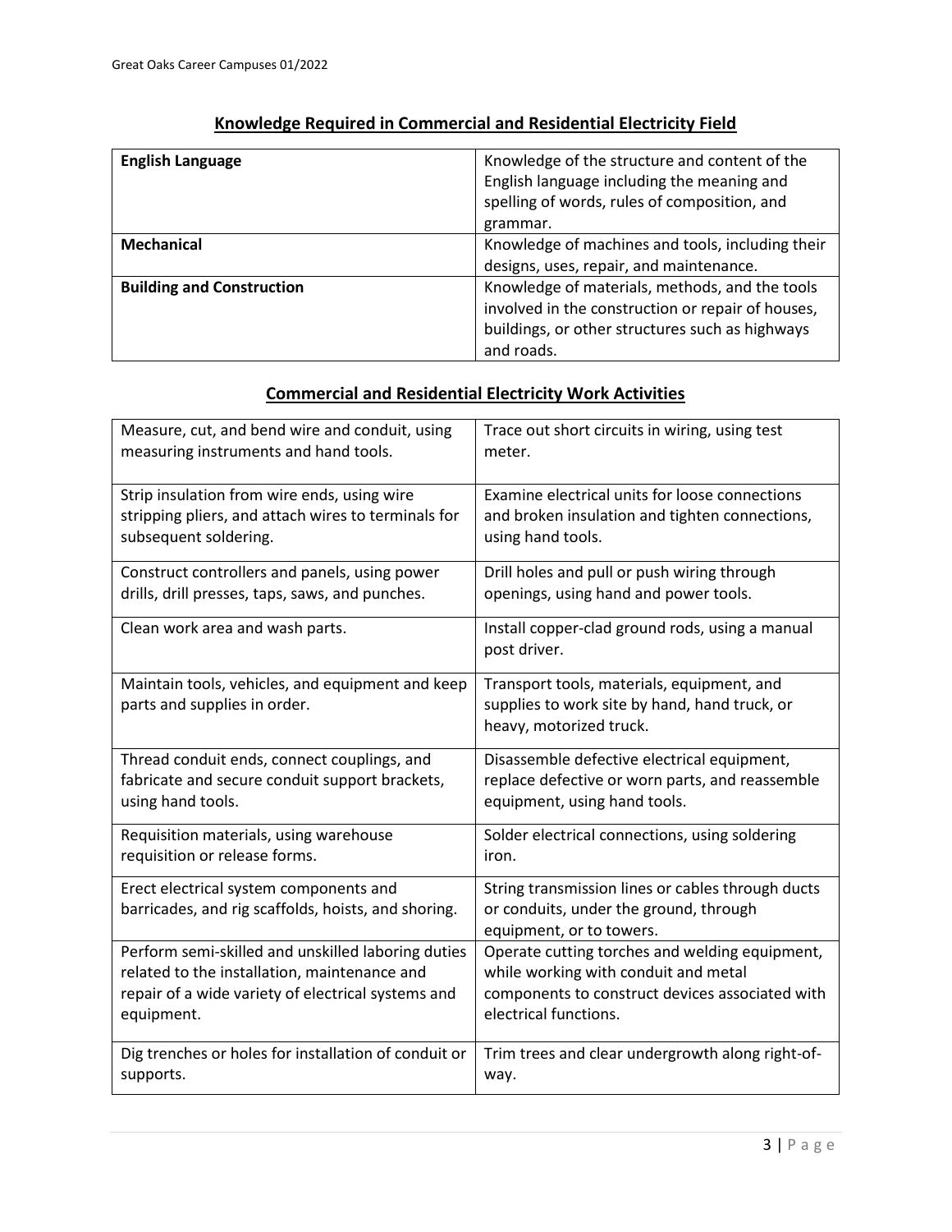## Knowledge Required in Commercial and Residential Electricity Field

| | |
|---|---|
| **English Language** | Knowledge of the structure and content of the English language including the meaning and spelling of words, rules of composition, and grammar. |
| **Mechanical** | Knowledge of machines and tools, including their designs, uses, repair, and maintenance. |
| **Building and Construction** | Knowledge of materials, methods, and the tools involved in the construction or repair of houses, buildings, or other structures such as highways and roads. |

## Commercial and Residential Electricity Work Activities

| | |
|---|---|
| Measure, cut, and bend wire and conduit, using measuring instruments and hand tools. | Trace out short circuits in wiring, using test meter. |
| Strip insulation from wire ends, using wire stripping pliers, and attach wires to terminals for subsequent soldering. | Examine electrical units for loose connections and broken insulation and tighten connections, using hand tools. |
| Construct controllers and panels, using power drills, drill presses, taps, saws, and punches. | Drill holes and pull or push wiring through openings, using hand and power tools. |
| Clean work area and wash parts. | Install copper-clad ground rods, using a manual post driver. |
| Maintain tools, vehicles, and equipment and keep parts and supplies in order. | Transport tools, materials, equipment, and supplies to work site by hand, hand truck, or heavy, motorized truck. |
| Thread conduit ends, connect couplings, and fabricate and secure conduit support brackets, using hand tools. | Disassemble defective electrical equipment, replace defective or worn parts, and reassemble equipment, using hand tools. |
| Requisition materials, using warehouse requisition or release forms. | Solder electrical connections, using soldering iron. |
| Erect electrical system components and barricades, and rig scaffolds, hoists, and shoring. | String transmission lines or cables through ducts or conduits, under the ground, through equipment, or to towers. |
| Perform semi-skilled and unskilled laboring duties related to the installation, maintenance and repair of a wide variety of electrical systems and equipment. | Operate cutting torches and welding equipment, while working with conduit and metal components to construct devices associated with electrical functions. |
| Dig trenches or holes for installation of conduit or supports. | Trim trees and clear undergrowth along right-of-way. |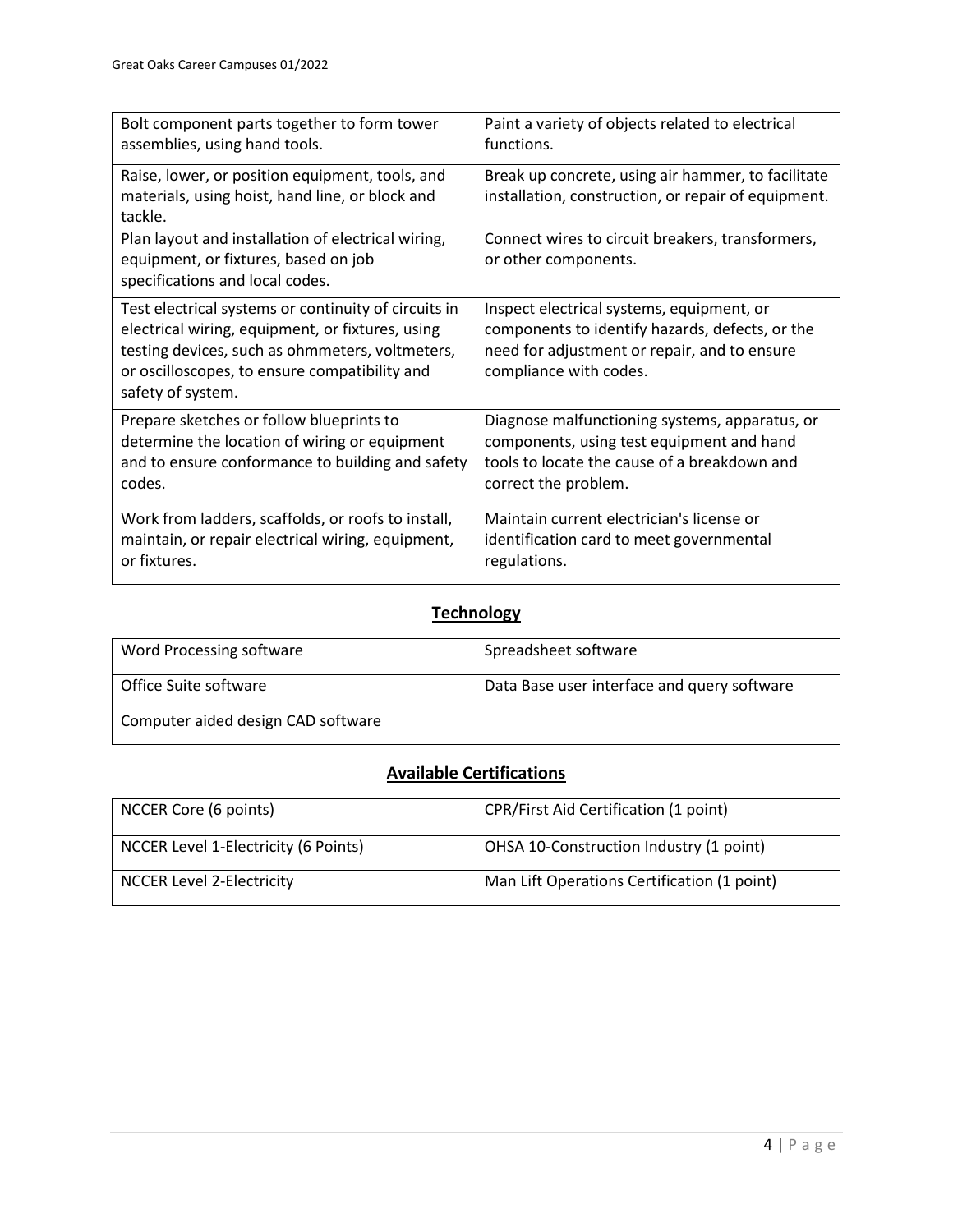| Bolt component parts together to form tower assemblies, using hand tools. | Paint a variety of objects related to electrical functions. |
|---|---|
| Raise, lower, or position equipment, tools, and materials, using hoist, hand line, or block and tackle. | Break up concrete, using air hammer, to facilitate installation, construction, or repair of equipment. |
| Plan layout and installation of electrical wiring, equipment, or fixtures, based on job specifications and local codes. | Connect wires to circuit breakers, transformers, or other components. |
| Test electrical systems or continuity of circuits in electrical wiring, equipment, or fixtures, using testing devices, such as ohmmeters, voltmeters, or oscilloscopes, to ensure compatibility and safety of system. | Inspect electrical systems, equipment, or components to identify hazards, defects, or the need for adjustment or repair, and to ensure compliance with codes. |
| Prepare sketches or follow blueprints to determine the location of wiring or equipment and to ensure conformance to building and safety codes. | Diagnose malfunctioning systems, apparatus, or components, using test equipment and hand tools to locate the cause of a breakdown and correct the problem. |
| Work from ladders, scaffolds, or roofs to install, maintain, or repair electrical wiring, equipment, or fixtures. | Maintain current electrician's license or identification card to meet governmental regulations. |

## Technology

| Word Processing software | Spreadsheet software |
|---|---|
| Office Suite software | Data Base user interface and query software |
| Computer aided design CAD software | |

## Available Certifications

| NCCER Core (6 points) | CPR/First Aid Certification (1 point) |
|---|---|
| NCCER Level 1-Electricity (6 Points) | OHSA 10-Construction Industry (1 point) |
| NCCER Level 2-Electricity | Man Lift Operations Certification (1 point) |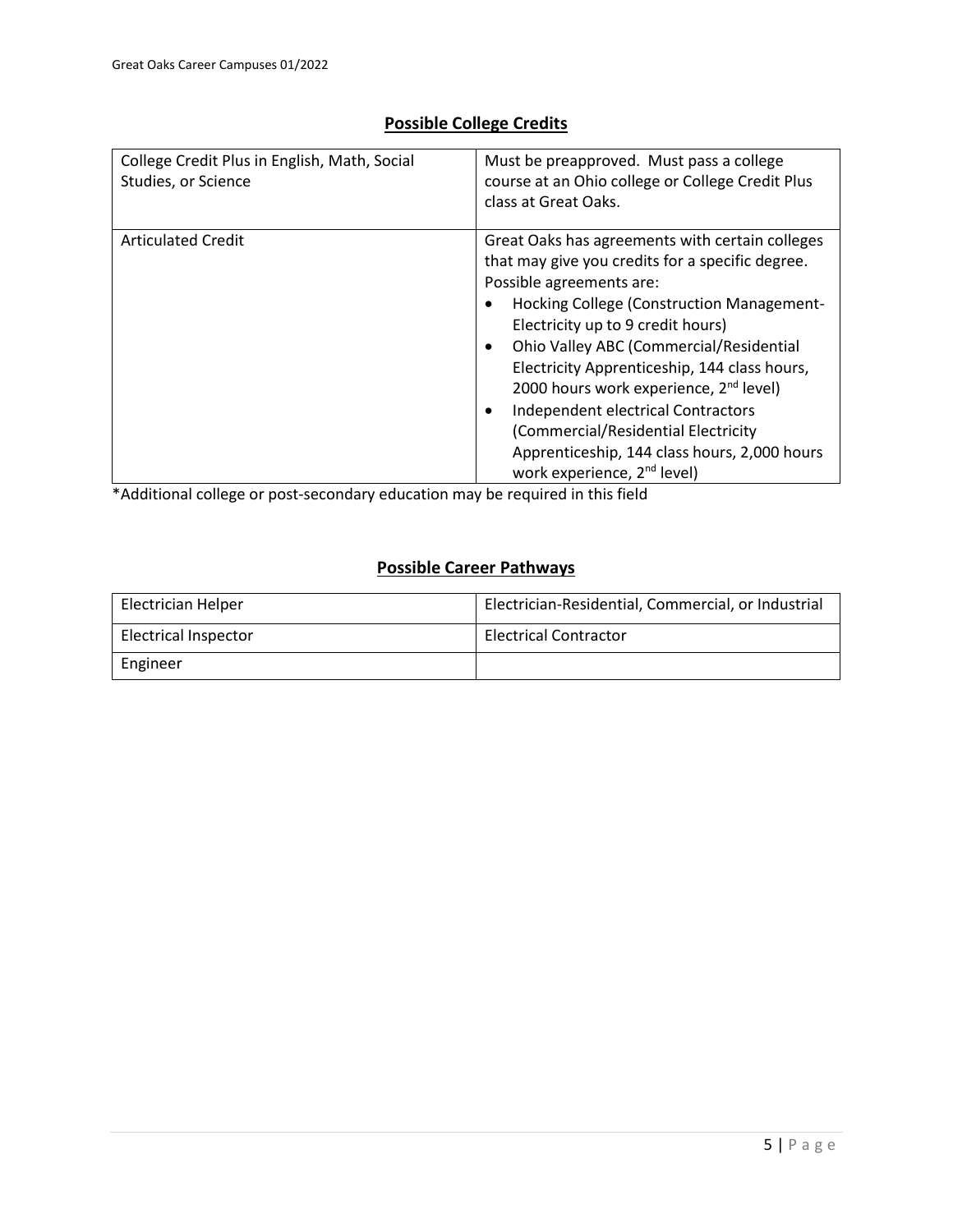## Possible College Credits

| | |
|---|---|
| College Credit Plus in English, Math, Social Studies, or Science | Must be preapproved. Must pass a college course at an Ohio college or College Credit Plus class at Great Oaks. |
| Articulated Credit | Great Oaks has agreements with certain colleges that may give you credits for a specific degree. Possible agreements are:<br>• Hocking College (Construction Management-Electricity up to 9 credit hours)<br>• Ohio Valley ABC (Commercial/Residential Electricity Apprenticeship, 144 class hours, 2000 hours work experience, 2nd level)<br>• Independent electrical Contractors (Commercial/Residential Electricity Apprenticeship, 144 class hours, 2,000 hours work experience, 2nd level) |

*Additional college or post-secondary education may be required in this field

## Possible Career Pathways

| | |
|---|---|
| Electrician Helper | Electrician-Residential, Commercial, or Industrial |
| Electrical Inspector | Electrical Contractor |
| Engineer | |